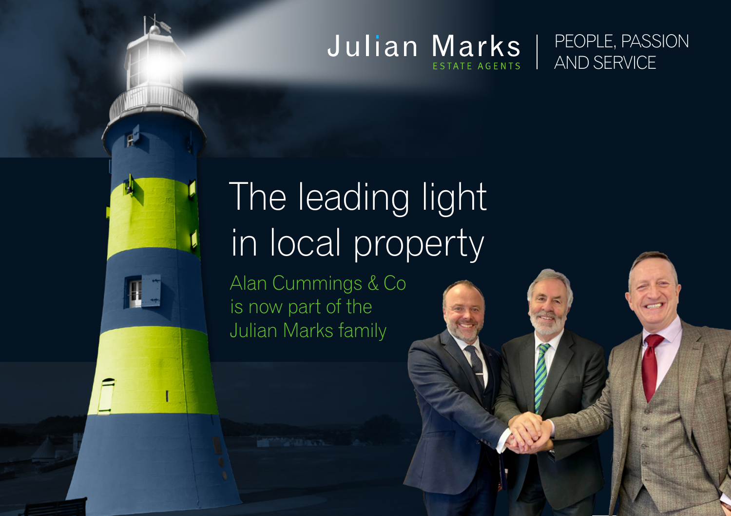Julian Marks
ESTATE AGENTS

PEOPLE, PASSION AND SERVICE

# The leading light in local property

Alan Cummings & Co is now part of the Julian Marks family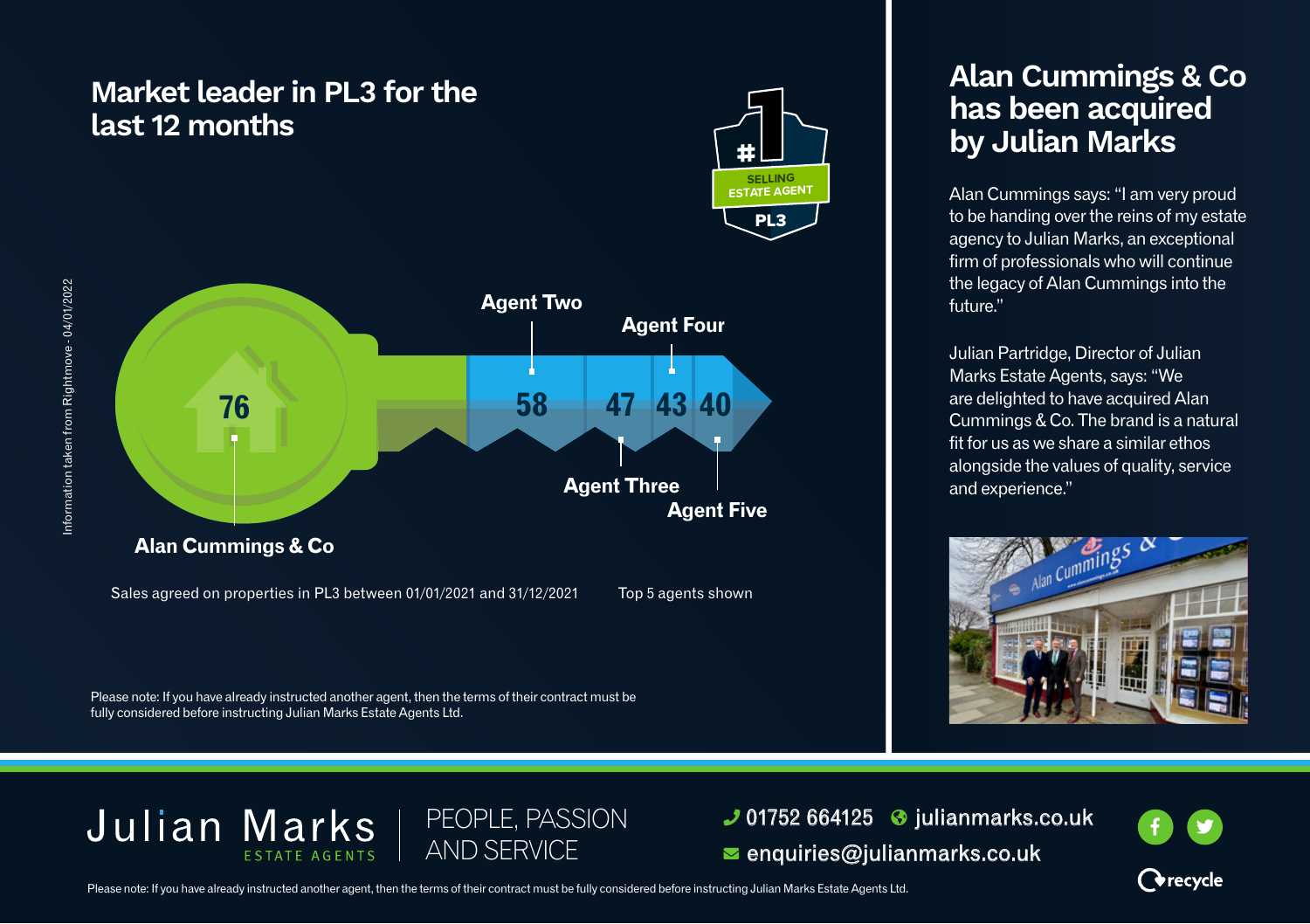## Market leader in PL3 for the last 12 months

#1 SELLING ESTATE AGENT PL3

Information taken from Rightmove - 04/01/2022

Alan Cummings & Co
76

Agent Two
58

Agent Three
47

Agent Four
43

Agent Five
40

Sales agreed on properties in PL3 between 01/01/2021 and 31/12/2021

Top 5 agents shown

Please note: If you have already instructed another agent, then the terms of their contract must be fully considered before instructing Julian Marks Estate Agents Ltd.

## Alan Cummings & Co has been acquired by Julian Marks

Alan Cummings says: "I am very proud to be handing over the reins of my estate agency to Julian Marks, an exceptional firm of professionals who will continue the legacy of Alan Cummings into the future."

Julian Partridge, Director of Julian Marks Estate Agents, says: "We are delighted to have acquired Alan Cummings & Co. The brand is a natural fit for us as we share a similar ethos alongside the values of quality, service and experience."

Julian Marks ESTATE AGENTS | PEOPLE, PASSION AND SERVICE

01752 664125 julianmarks.co.uk

enquiries@julianmarks.co.uk

Please note: If you have already instructed another agent, then the terms of their contract must be fully considered before instructing Julian Marks Estate Agents Ltd.